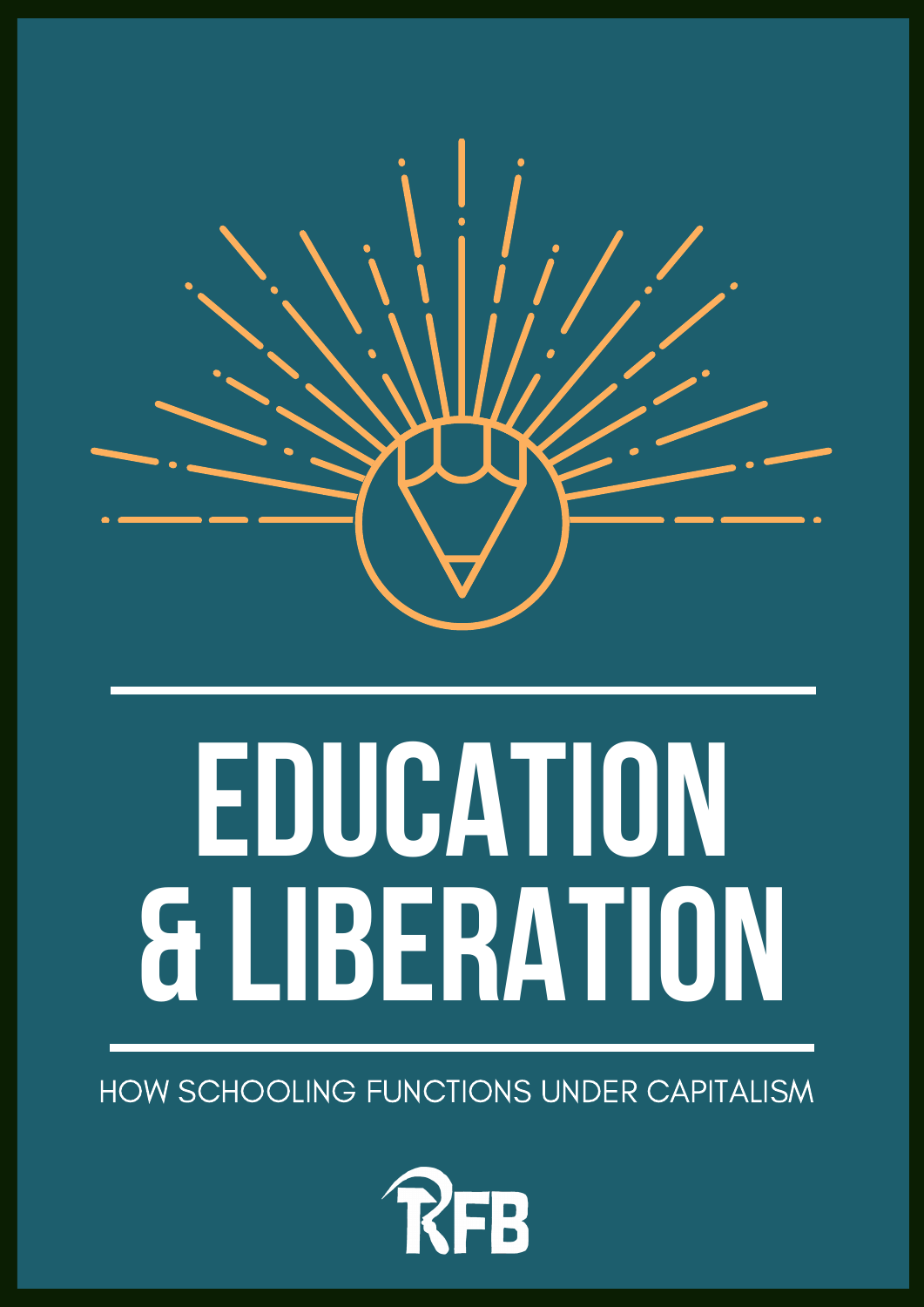# EDUCATION & LIBERATION

HOW SCHOOLING FUNCTIONS UNDER CAPITALISM

RFB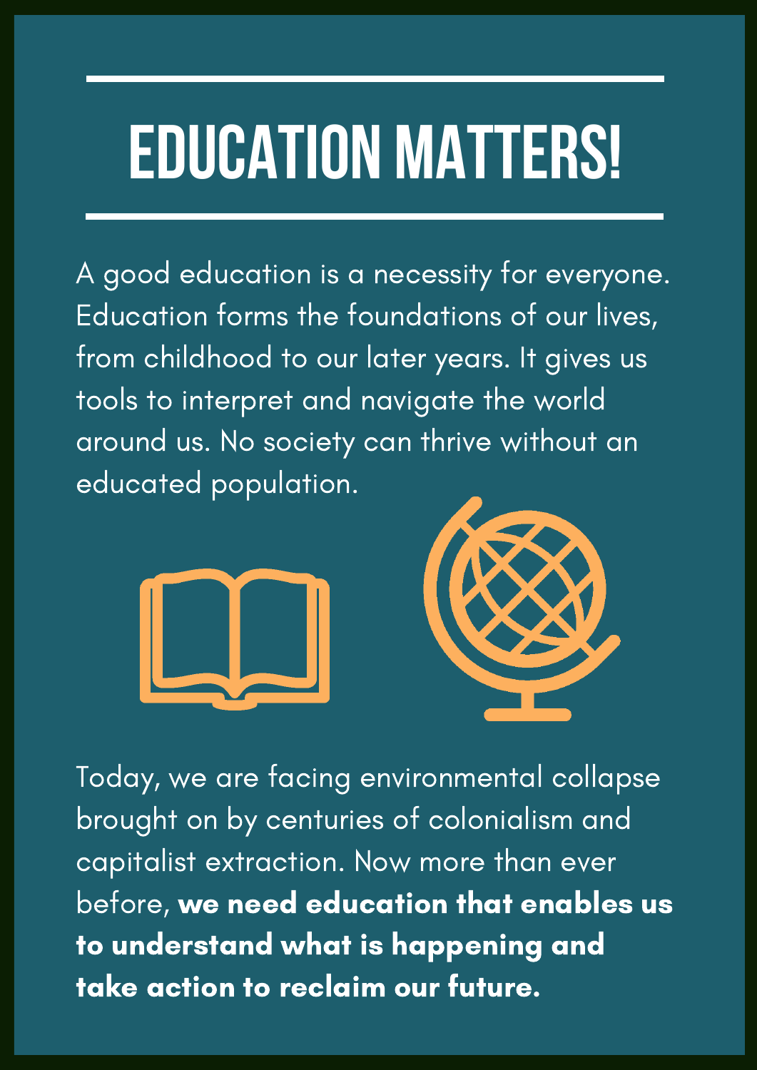# EDUCATION MATTERS!

A good education is a necessity for everyone. Education forms the foundations of our lives, from childhood to our later years. It gives us tools to interpret and navigate the world around us. No society can thrive without an educated population.

Today, we are facing environmental collapse brought on by centuries of colonialism and capitalist extraction. Now more than ever before, **we need education that enables us to understand what is happening and take action to reclaim our future.**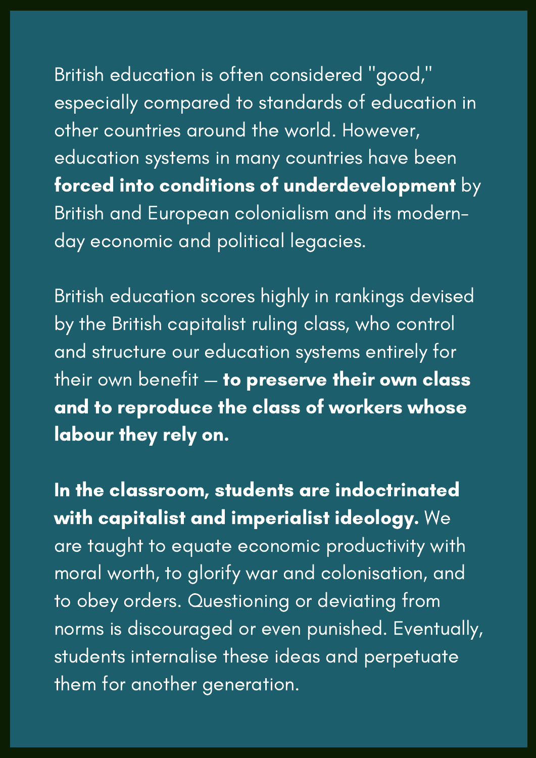British education is often considered "good," especially compared to standards of education in other countries around the world. However, education systems in many countries have been **forced into conditions of underdevelopment** by British and European colonialism and its modern-day economic and political legacies.

British education scores highly in rankings devised by the British capitalist ruling class, who control and structure our education systems entirely for their own benefit — **to preserve their own class and to reproduce the class of workers whose labour they rely on.**

**In the classroom, students are indoctrinated with capitalist and imperialist ideology.** We are taught to equate economic productivity with moral worth, to glorify war and colonisation, and to obey orders. Questioning or deviating from norms is discouraged or even punished. Eventually, students internalise these ideas and perpetuate them for another generation.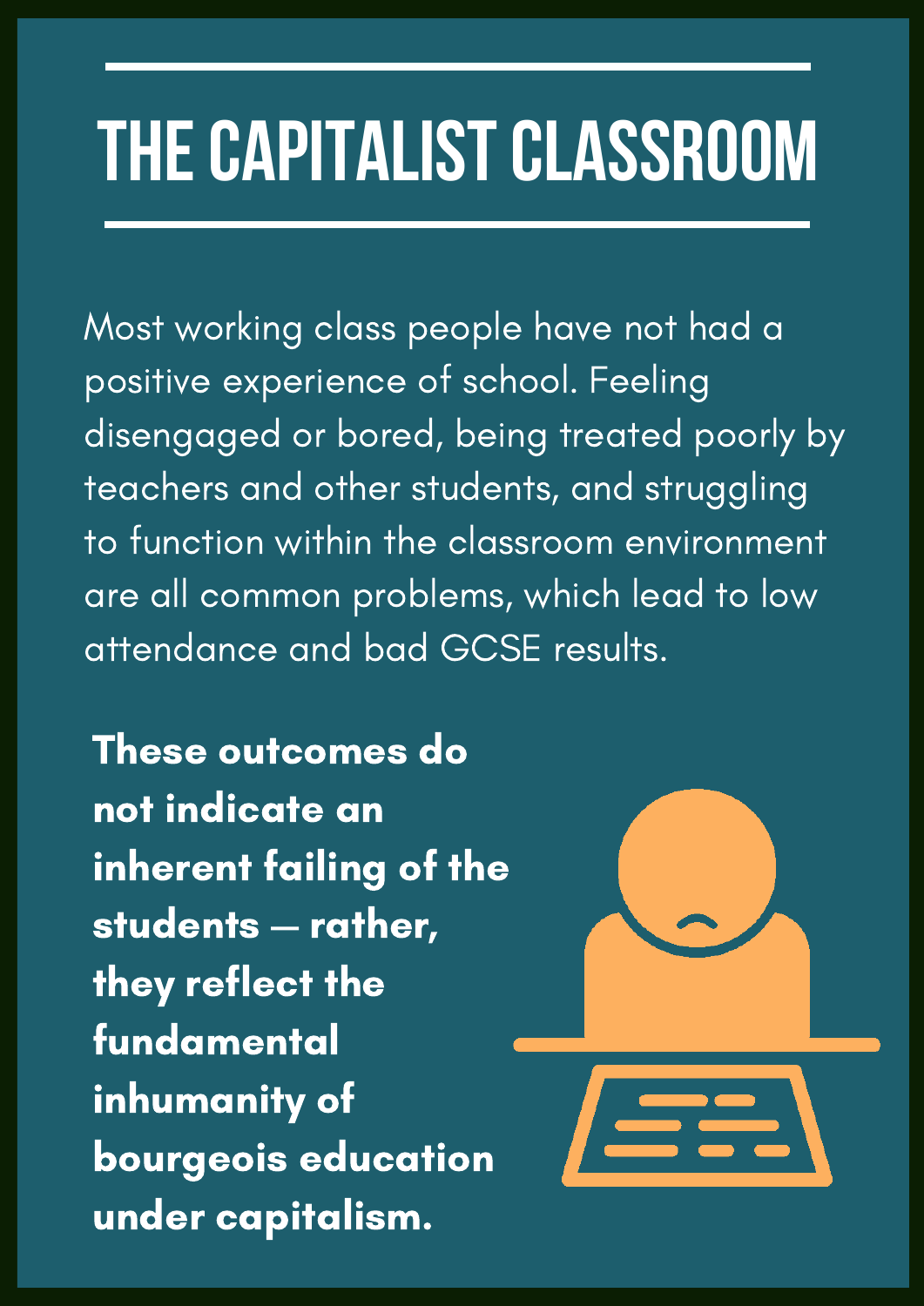# THE CAPITALIST CLASSROOM

Most working class people have not had a positive experience of school. Feeling disengaged or bored, being treated poorly by teachers and other students, and struggling to function within the classroom environment are all common problems, which lead to low attendance and bad GCSE results.

**These outcomes do not indicate an inherent failing of the students – rather, they reflect the fundamental inhumanity of bourgeois education under capitalism.**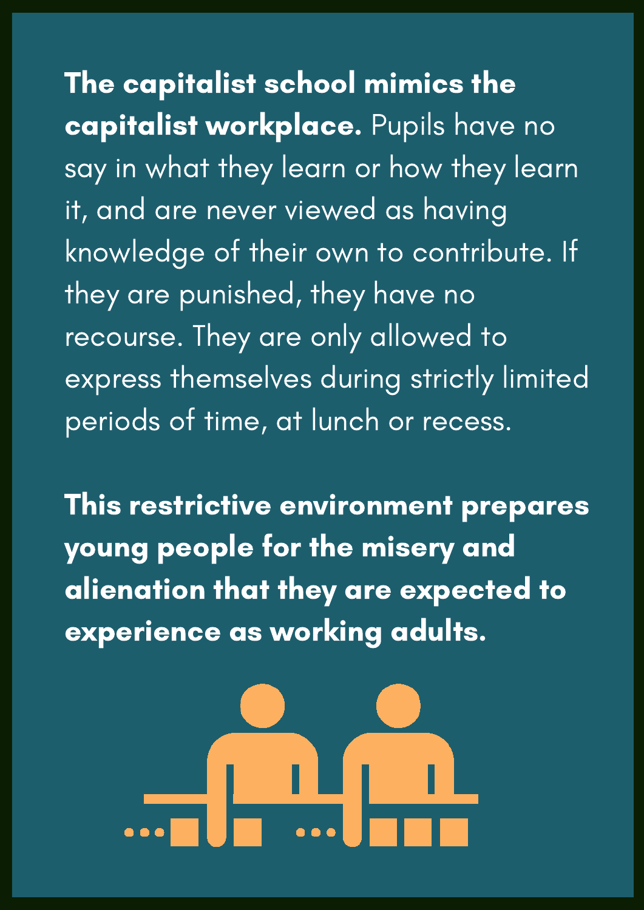**The capitalist school mimics the capitalist workplace.** Pupils have no say in what they learn or how they learn it, and are never viewed as having knowledge of their own to contribute. If they are punished, they have no recourse. They are only allowed to express themselves during strictly limited periods of time, at lunch or recess.

**This restrictive environment prepares young people for the misery and alienation that they are expected to experience as working adults.**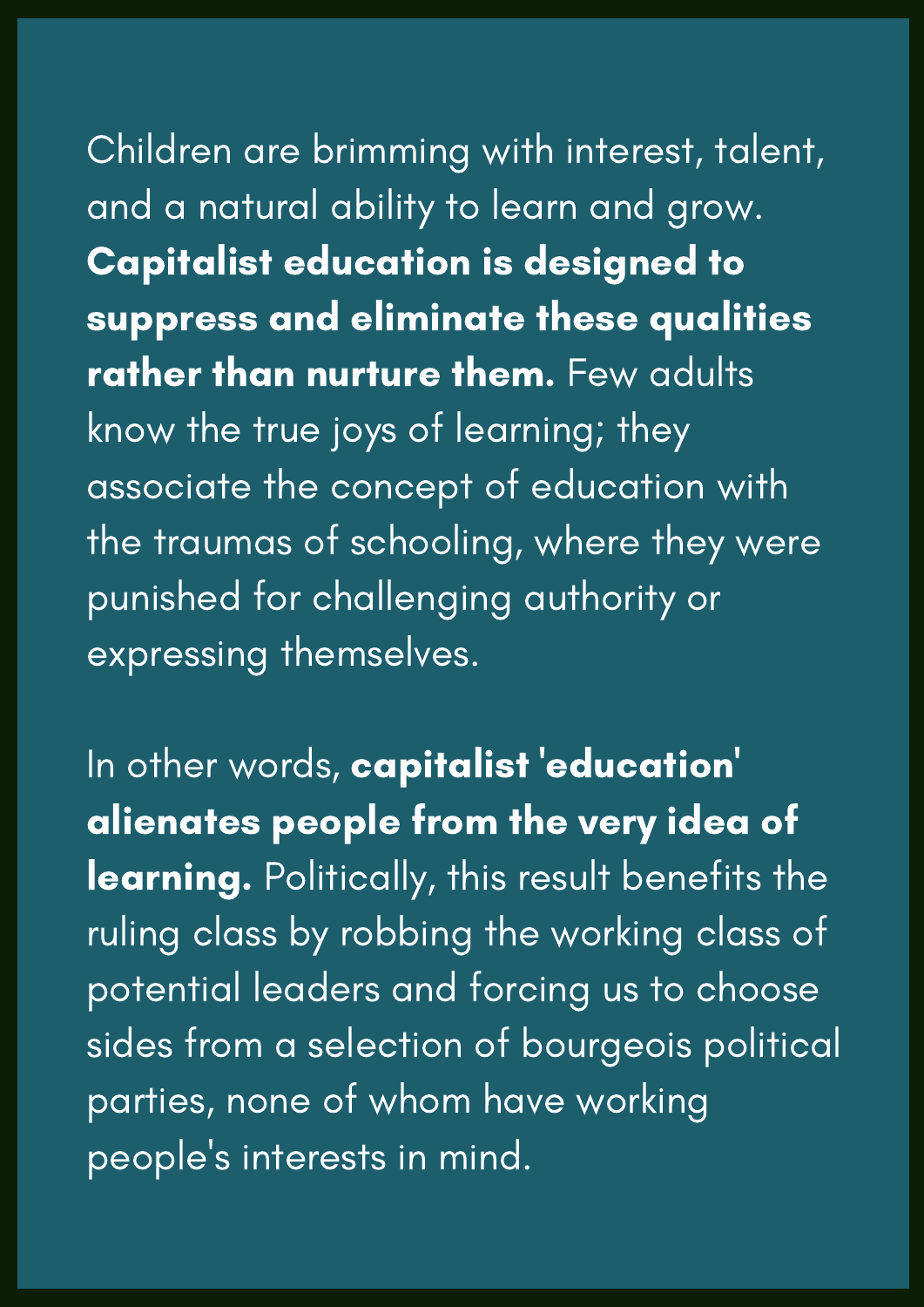Children are brimming with interest, talent, and a natural ability to learn and grow. **Capitalist education is designed to suppress and eliminate these qualities rather than nurture them.** Few adults know the true joys of learning; they associate the concept of education with the traumas of schooling, where they were punished for challenging authority or expressing themselves.

In other words, **capitalist 'education' alienates people from the very idea of learning.** Politically, this result benefits the ruling class by robbing the working class of potential leaders and forcing us to choose sides from a selection of bourgeois political parties, none of whom have working people's interests in mind.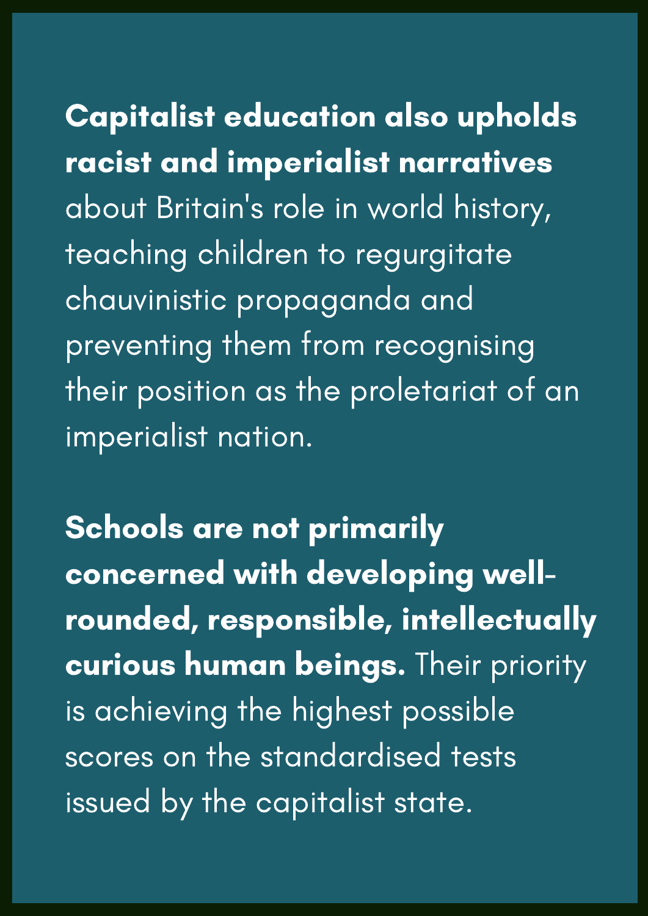**Capitalist education also upholds racist and imperialist narratives** about Britain's role in world history, teaching children to regurgitate chauvinistic propaganda and preventing them from recognising their position as the proletariat of an imperialist nation.

**Schools are not primarily concerned with developing well-rounded, responsible, intellectually curious human beings.** Their priority is achieving the highest possible scores on the standardised tests issued by the capitalist state.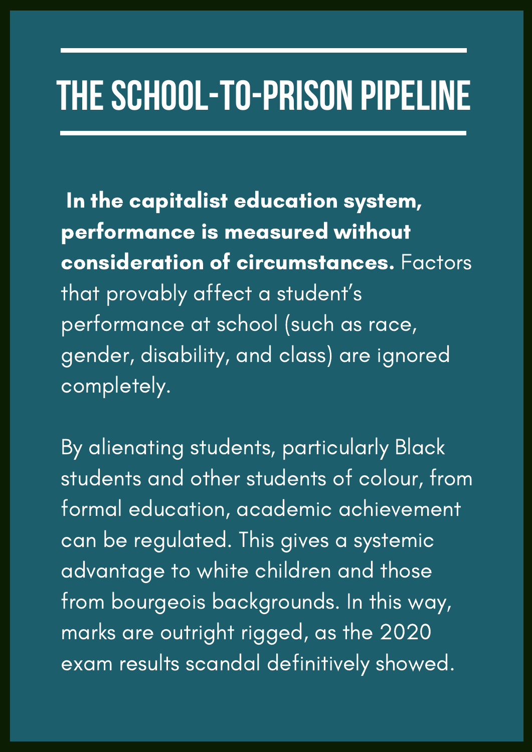# THE SCHOOL-TO-PRISON PIPELINE

**In the capitalist education system, performance is measured without consideration of circumstances.** Factors that provably affect a student's performance at school (such as race, gender, disability, and class) are ignored completely.

By alienating students, particularly Black students and other students of colour, from formal education, academic achievement can be regulated. This gives a systemic advantage to white children and those from bourgeois backgrounds. In this way, marks are outright rigged, as the 2020 exam results scandal definitively showed.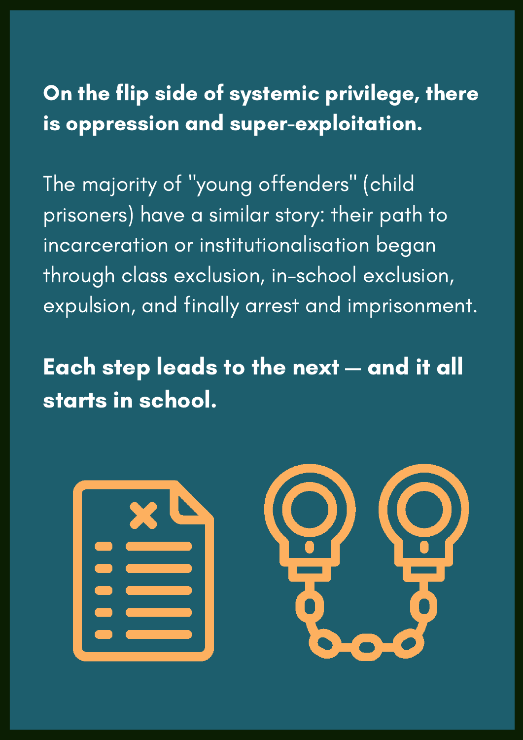**On the flip side of systemic privilege, there is oppression and super-exploitation.**

The majority of "young offenders" (child prisoners) have a similar story: their path to incarceration or institutionalisation began through class exclusion, in-school exclusion, expulsion, and finally arrest and imprisonment.

**Each step leads to the next — and it all starts in school.**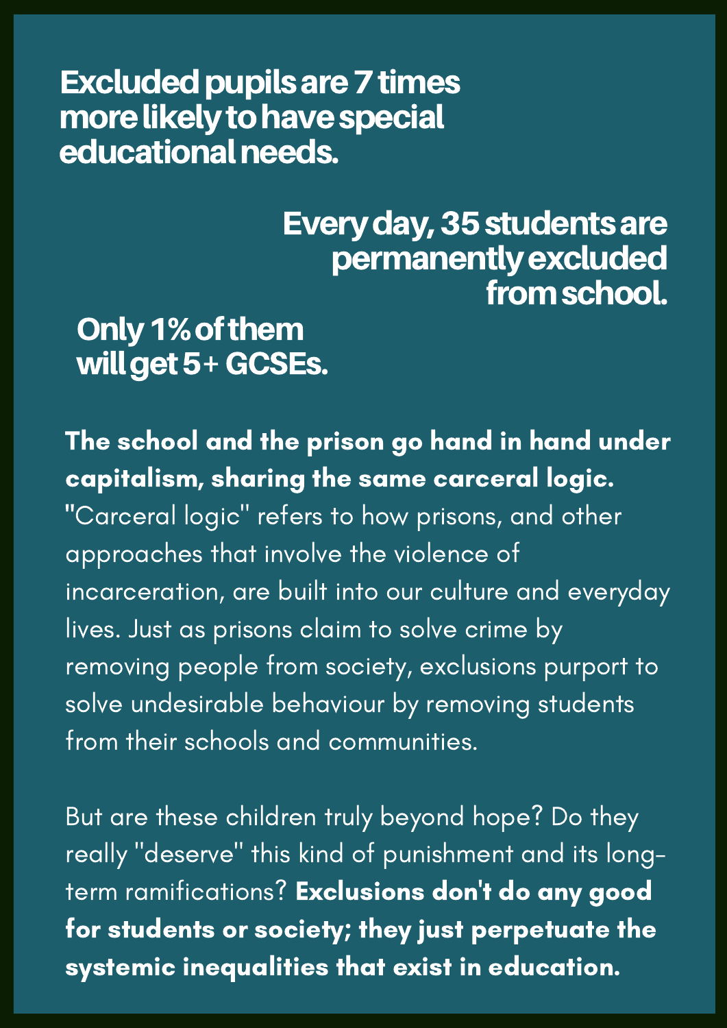**Excluded pupils are 7 times more likely to have special educational needs.**

**Every day, 35 students are permanently excluded from school.**

**Only 1% of them will get 5+ GCSEs.**

**The school and the prison go hand in hand under capitalism, sharing the same carceral logic.** "Carceral logic" refers to how prisons, and other approaches that involve the violence of incarceration, are built into our culture and everyday lives. Just as prisons claim to solve crime by removing people from society, exclusions purport to solve undesirable behaviour by removing students from their schools and communities.

But are these children truly beyond hope? Do they really "deserve" this kind of punishment and its long-term ramifications? **Exclusions don't do any good for students or society; they just perpetuate the systemic inequalities that exist in education.**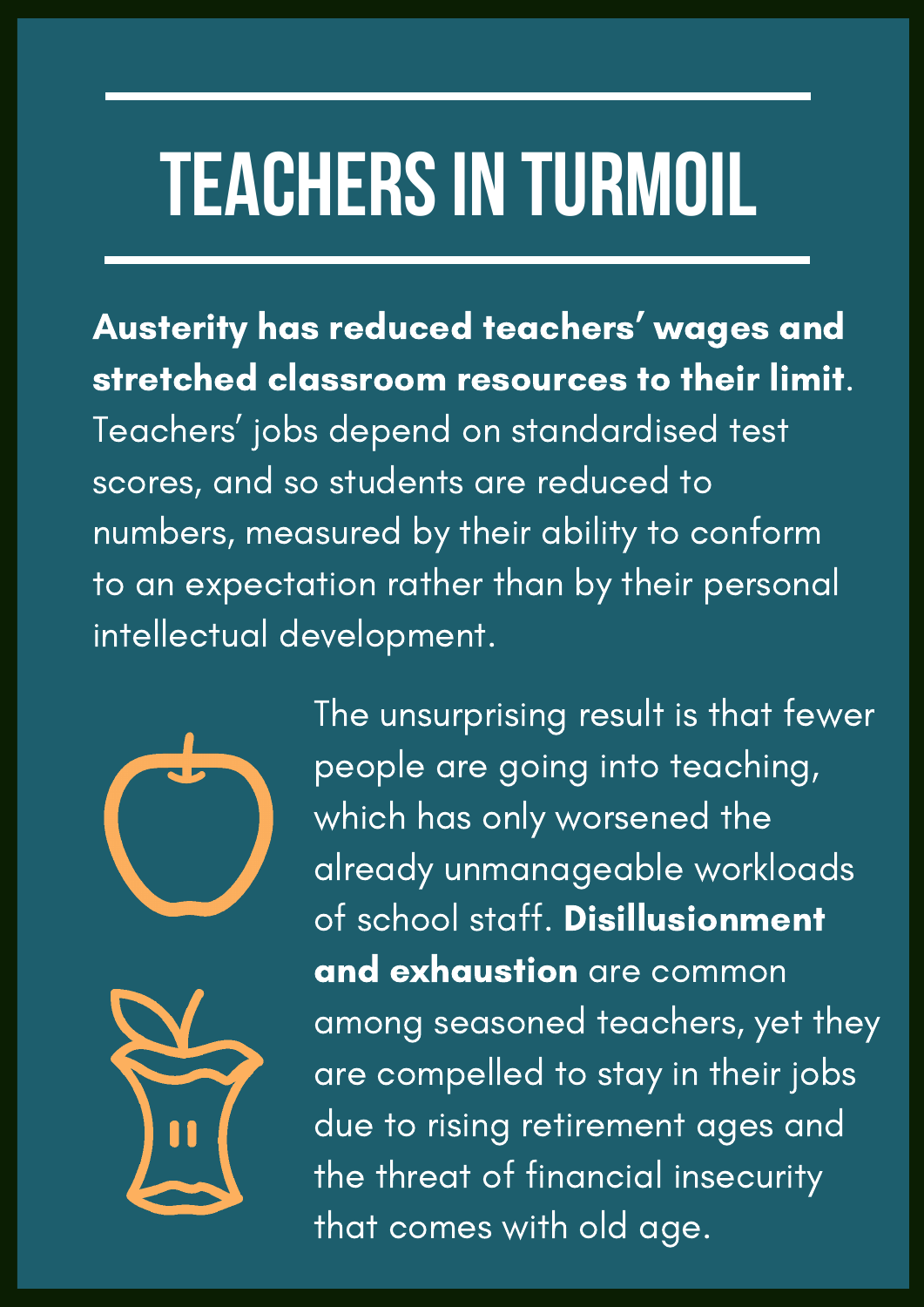# TEACHERS IN TURMOIL

**Austerity has reduced teachers' wages and stretched classroom resources to their limit**. Teachers' jobs depend on standardised test scores, and so students are reduced to numbers, measured by their ability to conform to an expectation rather than by their personal intellectual development.

The unsurprising result is that fewer people are going into teaching, which has only worsened the already unmanageable workloads of school staff. **Disillusionment and exhaustion** are common among seasoned teachers, yet they are compelled to stay in their jobs due to rising retirement ages and the threat of financial insecurity that comes with old age.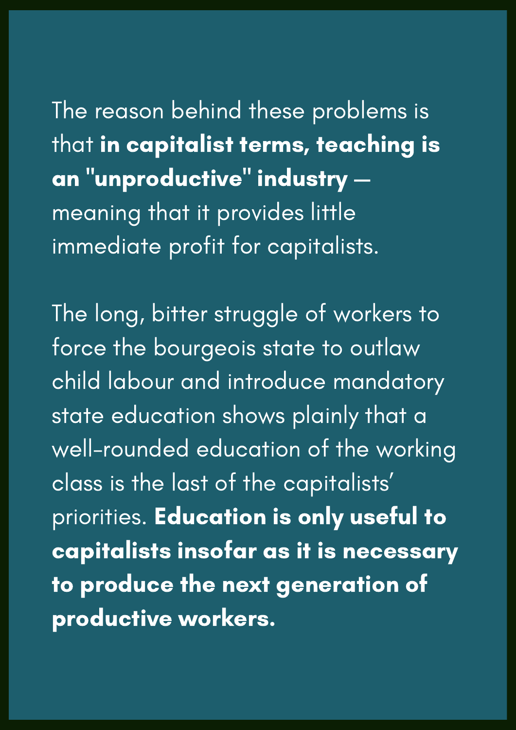The reason behind these problems is that **in capitalist terms, teaching is an "unproductive" industry** — meaning that it provides little immediate profit for capitalists.

The long, bitter struggle of workers to force the bourgeois state to outlaw child labour and introduce mandatory state education shows plainly that a well-rounded education of the working class is the last of the capitalists' priorities. **Education is only useful to capitalists insofar as it is necessary to produce the next generation of productive workers.**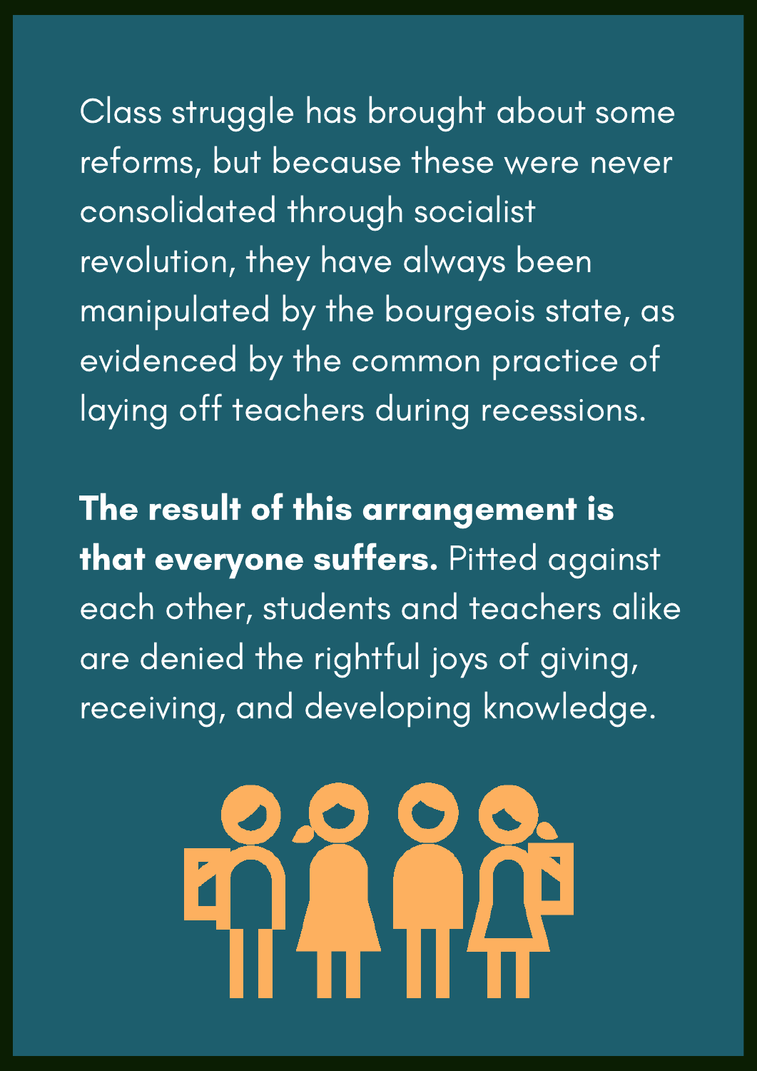Class struggle has brought about some reforms, but because these were never consolidated through socialist revolution, they have always been manipulated by the bourgeois state, as evidenced by the common practice of laying off teachers during recessions.

**The result of this arrangement is that everyone suffers.** Pitted against each other, students and teachers alike are denied the rightful joys of giving, receiving, and developing knowledge.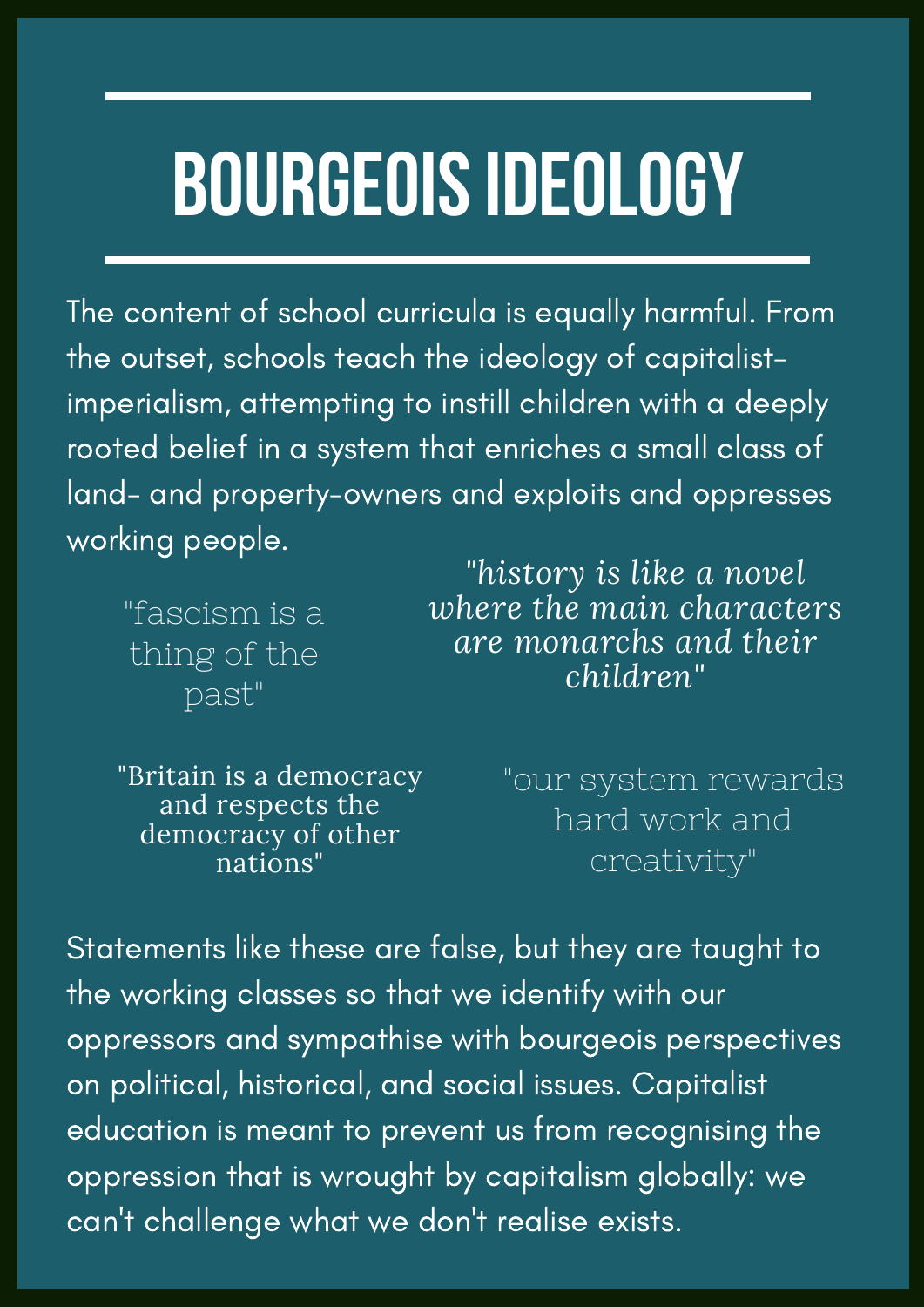# BOURGEOIS IDEOLOGY

The content of school curricula is equally harmful. From the outset, schools teach the ideology of capitalist-imperialism, attempting to instill children with a deeply rooted belief in a system that enriches a small class of land- and property-owners and exploits and oppresses working people.

"fascism is a thing of the past"

*"history is like a novel where the main characters are monarchs and their children"*

"Britain is a democracy and respects the democracy of other nations"

"our system rewards hard work and creativity"

Statements like these are false, but they are taught to the working classes so that we identify with our oppressors and sympathise with bourgeois perspectives on political, historical, and social issues. Capitalist education is meant to prevent us from recognising the oppression that is wrought by capitalism globally: we can't challenge what we don't realise exists.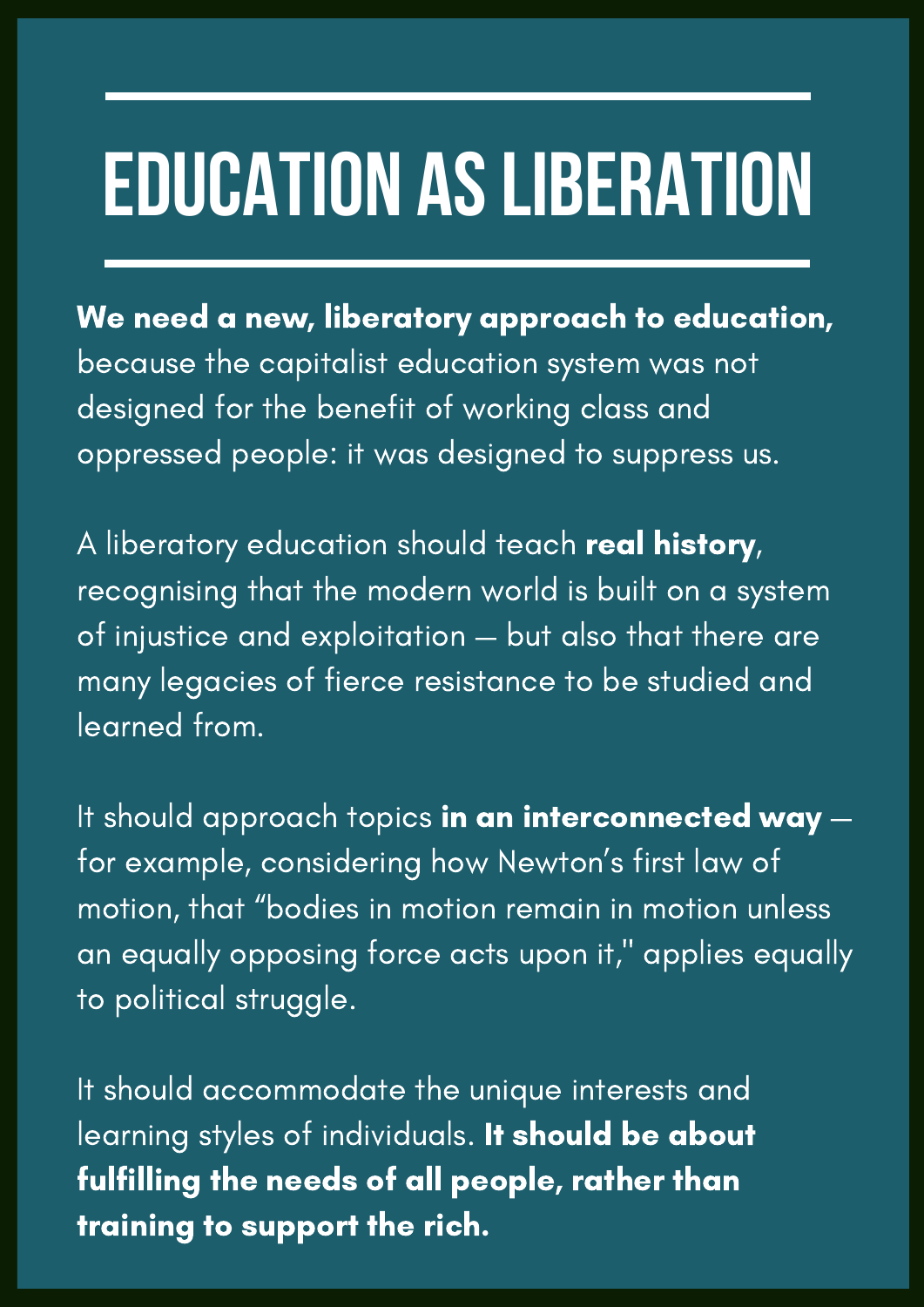# EDUCATION AS LIBERATION

**We need a new, liberatory approach to education,** because the capitalist education system was not designed for the benefit of working class and oppressed people: it was designed to suppress us.

A liberatory education should teach **real history**, recognising that the modern world is built on a system of injustice and exploitation — but also that there are many legacies of fierce resistance to be studied and learned from.

It should approach topics **in an interconnected way** — for example, considering how Newton's first law of motion, that "bodies in motion remain in motion unless an equally opposing force acts upon it," applies equally to political struggle.

It should accommodate the unique interests and learning styles of individuals. **It should be about fulfilling the needs of all people, rather than training to support the rich.**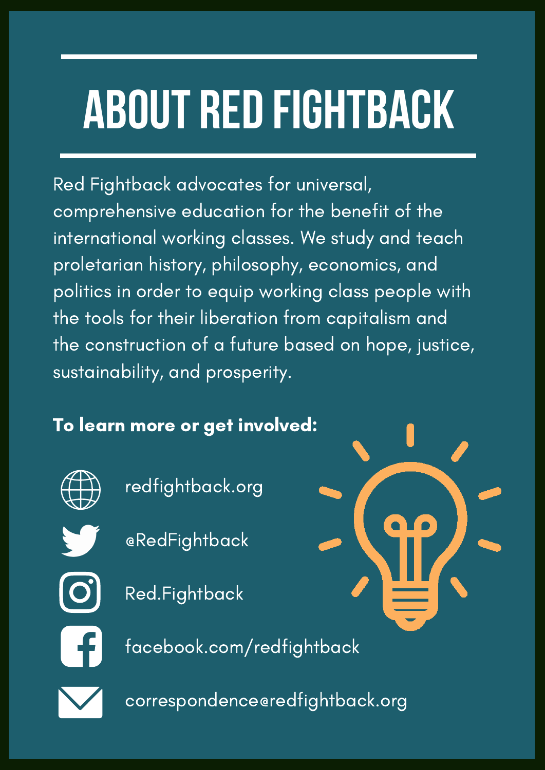# ABOUT RED FIGHTBACK

Red Fightback advocates for universal, comprehensive education for the benefit of the international working classes. We study and teach proletarian history, philosophy, economics, and politics in order to equip working class people with the tools for their liberation from capitalism and the construction of a future based on hope, justice, sustainability, and prosperity.

**To learn more or get involved:**

redfightback.org

@RedFightback

Red.Fightback

facebook.com/redfightback

correspondence@redfightback.org